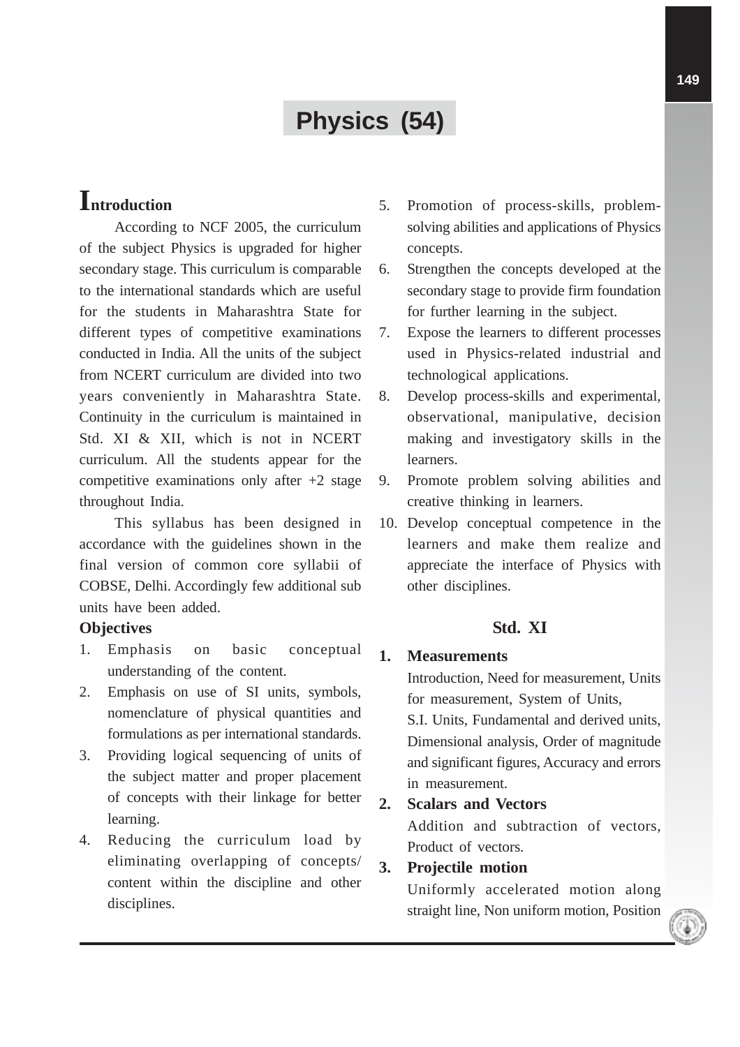# Physics (54)

## Introduction

According to NCF 2005, the curriculum of the subject Physics is upgraded for higher secondary stage. This curriculum is comparable to the international standards which are useful for the students in Maharashtra State for different types of competitive examinations conducted in India. All the units of the subject from NCERT curriculum are divided into two years conveniently in Maharashtra State. Continuity in the curriculum is maintained in Std. XI & XII, which is not in NCERT curriculum. All the students appear for the competitive examinations only after +2 stage throughout India.

This syllabus has been designed in accordance with the guidelines shown in the final version of common core syllabii of COBSE, Delhi. Accordingly few additional sub units have been added.

### Objectives

1. Emphasis on basic conceptual understanding of the content.
2. Emphasis on use of SI units, symbols, nomenclature of physical quantities and formulations as per international standards.
3. Providing logical sequencing of units of the subject matter and proper placement of concepts with their linkage for better learning.
4. Reducing the curriculum load by eliminating overlapping of concepts/ content within the discipline and other disciplines.
5. Promotion of process-skills, problem-solving abilities and applications of Physics concepts.
6. Strengthen the concepts developed at the secondary stage to provide firm foundation for further learning in the subject.
7. Expose the learners to different processes used in Physics-related industrial and technological applications.
8. Develop process-skills and experimental, observational, manipulative, decision making and investigatory skills in the learners.
9. Promote problem solving abilities and creative thinking in learners.
10. Develop conceptual competence in the learners and make them realize and appreciate the interface of Physics with other disciplines.

### Std. XI

**1. Measurements**

Introduction, Need for measurement, Units for measurement, System of Units,
S.I. Units, Fundamental and derived units, Dimensional analysis, Order of magnitude and significant figures, Accuracy and errors in measurement.

**2. Scalars and Vectors**

Addition and subtraction of vectors, Product of vectors.

**3. Projectile motion**

Uniformly accelerated motion along straight line, Non uniform motion, Position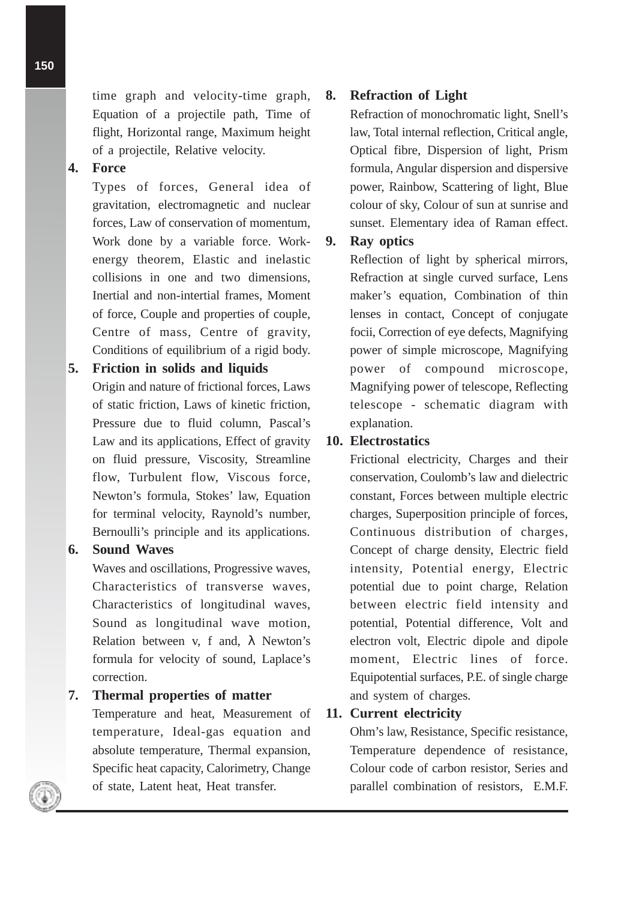time graph and velocity-time graph, Equation of a projectile path, Time of flight, Horizontal range, Maximum height of a projectile, Relative velocity.

**4. Force**

Types of forces, General idea of gravitation, electromagnetic and nuclear forces, Law of conservation of momentum, Work done by a variable force. Work-energy theorem, Elastic and inelastic collisions in one and two dimensions, Inertial and non-intertial frames, Moment of force, Couple and properties of couple, Centre of mass, Centre of gravity, Conditions of equilibrium of a rigid body.

**5. Friction in solids and liquids**

Origin and nature of frictional forces, Laws of static friction, Laws of kinetic friction, Pressure due to fluid column, Pascal's Law and its applications, Effect of gravity on fluid pressure, Viscosity, Streamline flow, Turbulent flow, Viscous force, Newton's formula, Stokes' law, Equation for terminal velocity, Raynold's number, Bernoulli's principle and its applications.

**6. Sound Waves**

Waves and oscillations, Progressive waves, Characteristics of transverse waves, Characteristics of longitudinal waves, Sound as longitudinal wave motion, Relation between v, f and, $\lambda$ Newton's formula for velocity of sound, Laplace's correction.

**7. Thermal properties of matter**

Temperature and heat, Measurement of temperature, Ideal-gas equation and absolute temperature, Thermal expansion, Specific heat capacity, Calorimetry, Change of state, Latent heat, Heat transfer.

**8. Refraction of Light**

Refraction of monochromatic light, Snell's law, Total internal reflection, Critical angle, Optical fibre, Dispersion of light, Prism formula, Angular dispersion and dispersive power, Rainbow, Scattering of light, Blue colour of sky, Colour of sun at sunrise and sunset. Elementary idea of Raman effect.

**9. Ray optics**

Reflection of light by spherical mirrors, Refraction at single curved surface, Lens maker's equation, Combination of thin lenses in contact, Concept of conjugate focii, Correction of eye defects, Magnifying power of simple microscope, Magnifying power of compound microscope, Magnifying power of telescope, Reflecting telescope - schematic diagram with explanation.

**10. Electrostatics**

Frictional electricity, Charges and their conservation, Coulomb's law and dielectric constant, Forces between multiple electric charges, Superposition principle of forces, Continuous distribution of charges, Concept of charge density, Electric field intensity, Potential energy, Electric potential due to point charge, Relation between electric field intensity and potential, Potential difference, Volt and electron volt, Electric dipole and dipole moment, Electric lines of force. Equipotential surfaces, P.E. of single charge and system of charges.

**11. Current electricity**

Ohm's law, Resistance, Specific resistance, Temperature dependence of resistance, Colour code of carbon resistor, Series and parallel combination of resistors, E.M.F.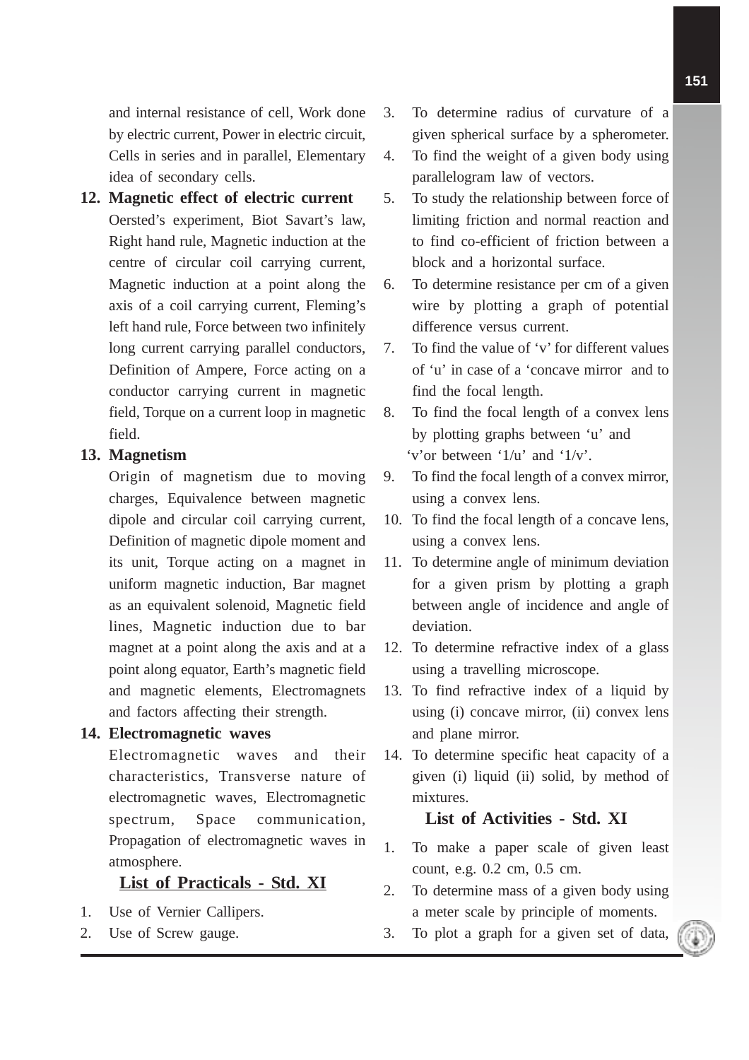and internal resistance of cell, Work done by electric current, Power in electric circuit, Cells in series and in parallel, Elementary idea of secondary cells.

**12. Magnetic effect of electric current**

Oersted's experiment, Biot Savart's law, Right hand rule, Magnetic induction at the centre of circular coil carrying current, Magnetic induction at a point along the axis of a coil carrying current, Fleming's left hand rule, Force between two infinitely long current carrying parallel conductors, Definition of Ampere, Force acting on a conductor carrying current in magnetic field, Torque on a current loop in magnetic field.

**13. Magnetism**

Origin of magnetism due to moving charges, Equivalence between magnetic dipole and circular coil carrying current, Definition of magnetic dipole moment and its unit, Torque acting on a magnet in uniform magnetic induction, Bar magnet as an equivalent solenoid, Magnetic field lines, Magnetic induction due to bar magnet at a point along the axis and at a point along equator, Earth's magnetic field and magnetic elements, Electromagnets and factors affecting their strength.

**14. Electromagnetic waves**

Electromagnetic waves and their characteristics, Transverse nature of electromagnetic waves, Electromagnetic spectrum, Space communication, Propagation of electromagnetic waves in atmosphere.

## List of Practicals - Std. XI

1. Use of Vernier Callipers.
2. Use of Screw gauge.
3. To determine radius of curvature of a given spherical surface by a spherometer.
4. To find the weight of a given body using parallelogram law of vectors.
5. To study the relationship between force of limiting friction and normal reaction and to find co-efficient of friction between a block and a horizontal surface.
6. To determine resistance per cm of a given wire by plotting a graph of potential difference versus current.
7. To find the value of 'v' for different values of 'u' in case of a 'concave mirror and to find the focal length.
8. To find the focal length of a convex lens by plotting graphs between 'u' and 'v'or between '1/u' and '1/v'.
9. To find the focal length of a convex mirror, using a convex lens.
10. To find the focal length of a concave lens, using a convex lens.
11. To determine angle of minimum deviation for a given prism by plotting a graph between angle of incidence and angle of deviation.
12. To determine refractive index of a glass using a travelling microscope.
13. To find refractive index of a liquid by using (i) concave mirror, (ii) convex lens and plane mirror.
14. To determine specific heat capacity of a given (i) liquid (ii) solid, by method of mixtures.

## List of Activities - Std. XI

1. To make a paper scale of given least count, e.g. 0.2 cm, 0.5 cm.
2. To determine mass of a given body using a meter scale by principle of moments.
3. To plot a graph for a given set of data,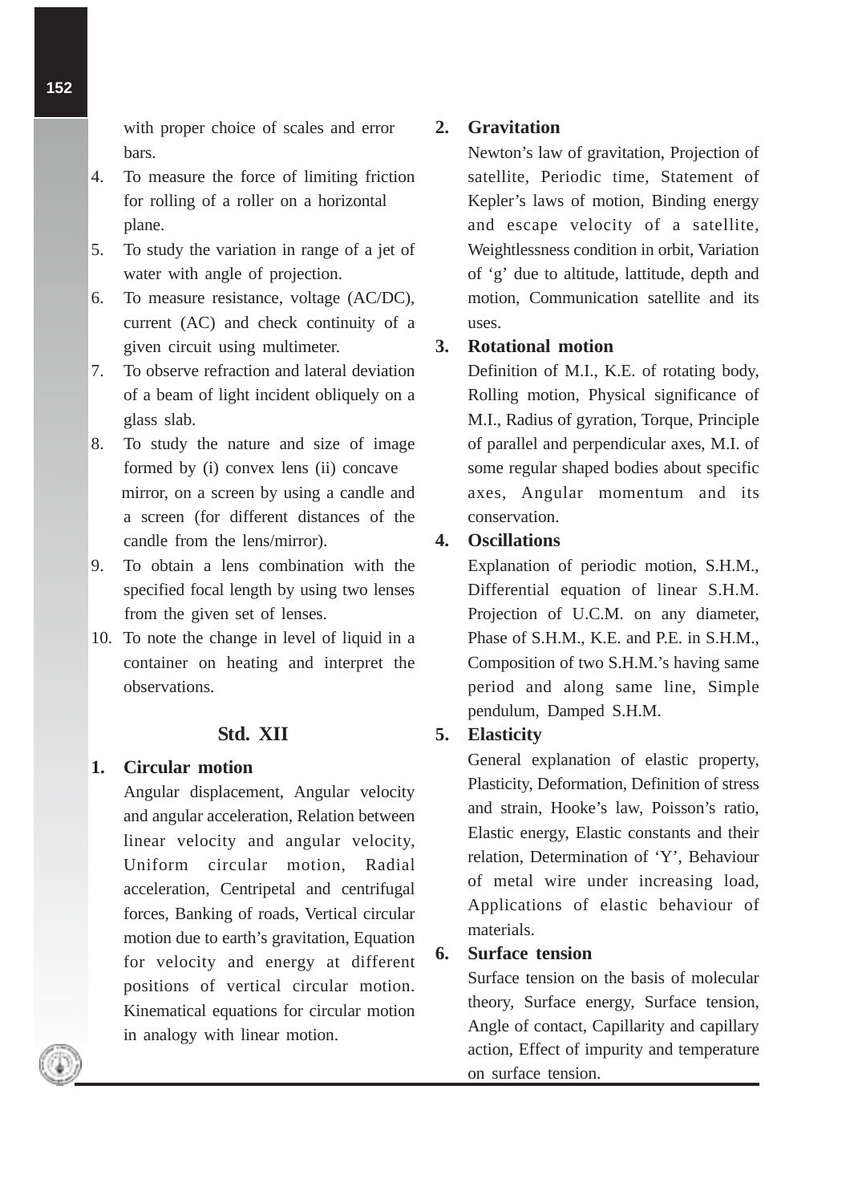with proper choice of scales and error bars.

4. To measure the force of limiting friction for rolling of a roller on a horizontal plane.
5. To study the variation in range of a jet of water with angle of projection.
6. To measure resistance, voltage (AC/DC), current (AC) and check continuity of a given circuit using multimeter.
7. To observe refraction and lateral deviation of a beam of light incident obliquely on a glass slab.
8. To study the nature and size of image formed by (i) convex lens (ii) concave mirror, on a screen by using a candle and a screen (for different distances of the candle from the lens/mirror).
9. To obtain a lens combination with the specified focal length by using two lenses from the given set of lenses.
10. To note the change in level of liquid in a container on heating and interpret the observations.

## Std. XII

**1. Circular motion**

Angular displacement, Angular velocity and angular acceleration, Relation between linear velocity and angular velocity, Uniform circular motion, Radial acceleration, Centripetal and centrifugal forces, Banking of roads, Vertical circular motion due to earth's gravitation, Equation for velocity and energy at different positions of vertical circular motion. Kinematical equations for circular motion in analogy with linear motion.

**2. Gravitation**

Newton's law of gravitation, Projection of satellite, Periodic time, Statement of Kepler's laws of motion, Binding energy and escape velocity of a satellite, Weightlessness condition in orbit, Variation of 'g' due to altitude, lattitude, depth and motion, Communication satellite and its uses.

**3. Rotational motion**

Definition of M.I., K.E. of rotating body, Rolling motion, Physical significance of M.I., Radius of gyration, Torque, Principle of parallel and perpendicular axes, M.I. of some regular shaped bodies about specific axes, Angular momentum and its conservation.

**4. Oscillations**

Explanation of periodic motion, S.H.M., Differential equation of linear S.H.M. Projection of U.C.M. on any diameter, Phase of S.H.M., K.E. and P.E. in S.H.M., Composition of two S.H.M.'s having same period and along same line, Simple pendulum, Damped S.H.M.

**5. Elasticity**

General explanation of elastic property, Plasticity, Deformation, Definition of stress and strain, Hooke's law, Poisson's ratio, Elastic energy, Elastic constants and their relation, Determination of 'Y', Behaviour of metal wire under increasing load, Applications of elastic behaviour of materials.

**6. Surface tension**

Surface tension on the basis of molecular theory, Surface energy, Surface tension, Angle of contact, Capillarity and capillary action, Effect of impurity and temperature on surface tension.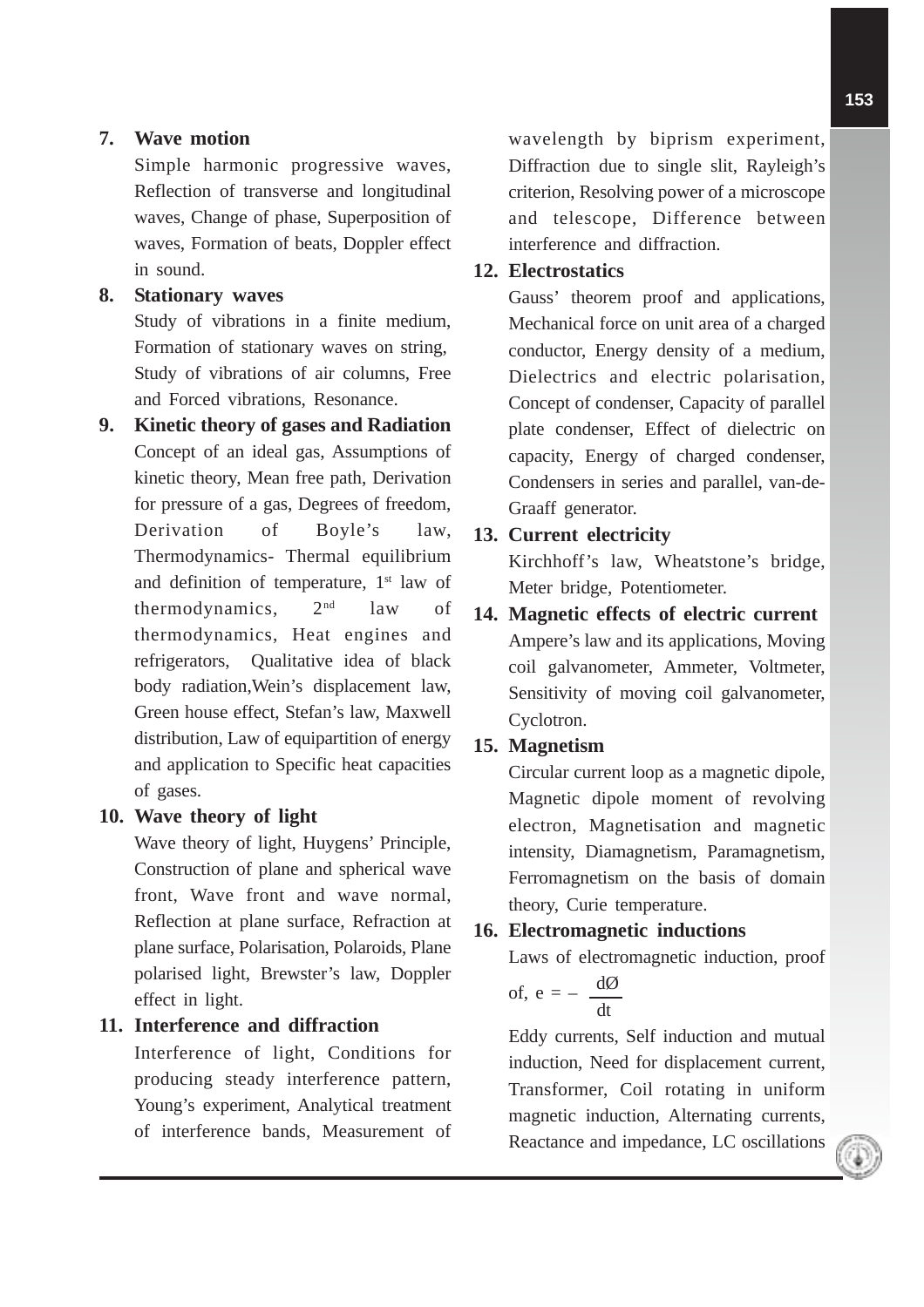**7. Wave motion**

Simple harmonic progressive waves, Reflection of transverse and longitudinal waves, Change of phase, Superposition of waves, Formation of beats, Doppler effect in sound.

**8. Stationary waves**

Study of vibrations in a finite medium, Formation of stationary waves on string, Study of vibrations of air columns, Free and Forced vibrations, Resonance.

**9. Kinetic theory of gases and Radiation**

Concept of an ideal gas, Assumptions of kinetic theory, Mean free path, Derivation for pressure of a gas, Degrees of freedom, Derivation of Boyle's law, Thermodynamics- Thermal equilibrium and definition of temperature, 1st law of thermodynamics, 2nd law of thermodynamics, Heat engines and refrigerators, Qualitative idea of black body radiation,Wein's displacement law, Green house effect, Stefan's law, Maxwell distribution, Law of equipartition of energy and application to Specific heat capacities of gases.

**10. Wave theory of light**

Wave theory of light, Huygens' Principle, Construction of plane and spherical wave front, Wave front and wave normal, Reflection at plane surface, Refraction at plane surface, Polarisation, Polaroids, Plane polarised light, Brewster's law, Doppler effect in light.

**11. Interference and diffraction**

Interference of light, Conditions for producing steady interference pattern, Young's experiment, Analytical treatment of interference bands, Measurement of wavelength by biprism experiment, Diffraction due to single slit, Rayleigh's criterion, Resolving power of a microscope and telescope, Difference between interference and diffraction.

**12. Electrostatics**

Gauss' theorem proof and applications, Mechanical force on unit area of a charged conductor, Energy density of a medium, Dielectrics and electric polarisation, Concept of condenser, Capacity of parallel plate condenser, Effect of dielectric on capacity, Energy of charged condenser, Condensers in series and parallel, van-de-Graaff generator.

**13. Current electricity**

Kirchhoff's law, Wheatstone's bridge, Meter bridge, Potentiometer.

**14. Magnetic effects of electric current**

Ampere's law and its applications, Moving coil galvanometer, Ammeter, Voltmeter, Sensitivity of moving coil galvanometer, Cyclotron.

**15. Magnetism**

Circular current loop as a magnetic dipole, Magnetic dipole moment of revolving electron, Magnetisation and magnetic intensity, Diamagnetism, Paramagnetism, Ferromagnetism on the basis of domain theory, Curie temperature.

**16. Electromagnetic inductions**

Laws of electromagnetic induction, proof of, $e = -\dfrac{d\phi}{dt}$

Eddy currents, Self induction and mutual induction, Need for displacement current, Transformer, Coil rotating in uniform magnetic induction, Alternating currents, Reactance and impedance, LC oscillations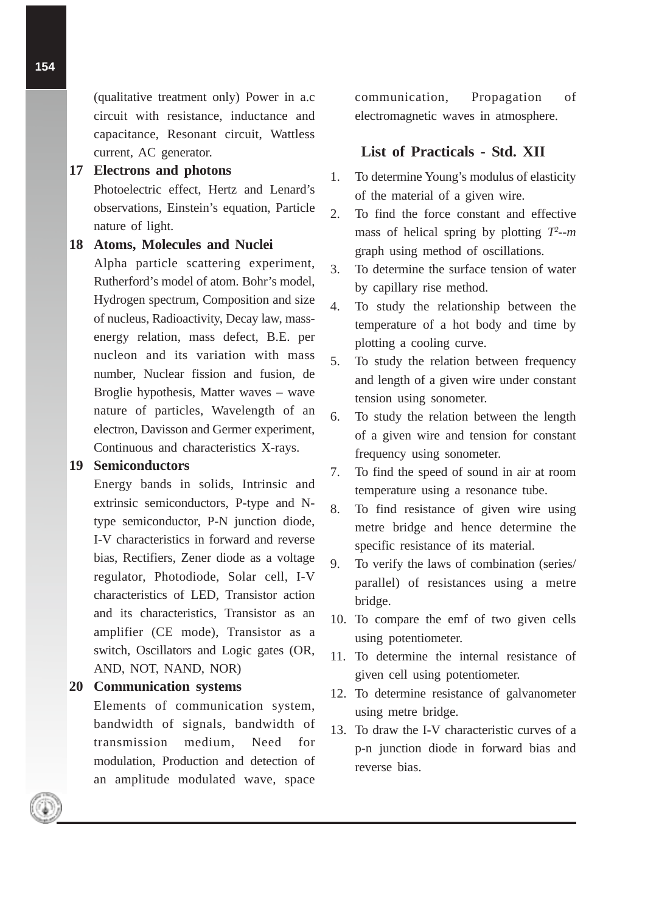(qualitative treatment only) Power in a.c circuit with resistance, inductance and capacitance, Resonant circuit, Wattless current, AC generator.

**17 Electrons and photons**

Photoelectric effect, Hertz and Lenard's observations, Einstein's equation, Particle nature of light.

**18 Atoms, Molecules and Nuclei**

Alpha particle scattering experiment, Rutherford's model of atom. Bohr's model, Hydrogen spectrum, Composition and size of nucleus, Radioactivity, Decay law, mass-energy relation, mass defect, B.E. per nucleon and its variation with mass number, Nuclear fission and fusion, de Broglie hypothesis, Matter waves – wave nature of particles, Wavelength of an electron, Davisson and Germer experiment, Continuous and characteristics X-rays.

**19 Semiconductors**

Energy bands in solids, Intrinsic and extrinsic semiconductors, P-type and N-type semiconductor, P-N junction diode, I-V characteristics in forward and reverse bias, Rectifiers, Zener diode as a voltage regulator, Photodiode, Solar cell, I-V characteristics of LED, Transistor action and its characteristics, Transistor as an amplifier (CE mode), Transistor as a switch, Oscillators and Logic gates (OR, AND, NOT, NAND, NOR)

**20 Communication systems**

Elements of communication system, bandwidth of signals, bandwidth of transmission medium, Need for modulation, Production and detection of an amplitude modulated wave, space communication, Propagation of electromagnetic waves in atmosphere.

## List of Practicals - Std. XII

1. To determine Young's modulus of elasticity of the material of a given wire.
2. To find the force constant and effective mass of helical spring by plotting $T^2$--$m$ graph using method of oscillations.
3. To determine the surface tension of water by capillary rise method.
4. To study the relationship between the temperature of a hot body and time by plotting a cooling curve.
5. To study the relation between frequency and length of a given wire under constant tension using sonometer.
6. To study the relation between the length of a given wire and tension for constant frequency using sonometer.
7. To find the speed of sound in air at room temperature using a resonance tube.
8. To find resistance of given wire using metre bridge and hence determine the specific resistance of its material.
9. To verify the laws of combination (series/ parallel) of resistances using a metre bridge.
10. To compare the emf of two given cells using potentiometer.
11. To determine the internal resistance of given cell using potentiometer.
12. To determine resistance of galvanometer using metre bridge.
13. To draw the I-V characteristic curves of a p-n junction diode in forward bias and reverse bias.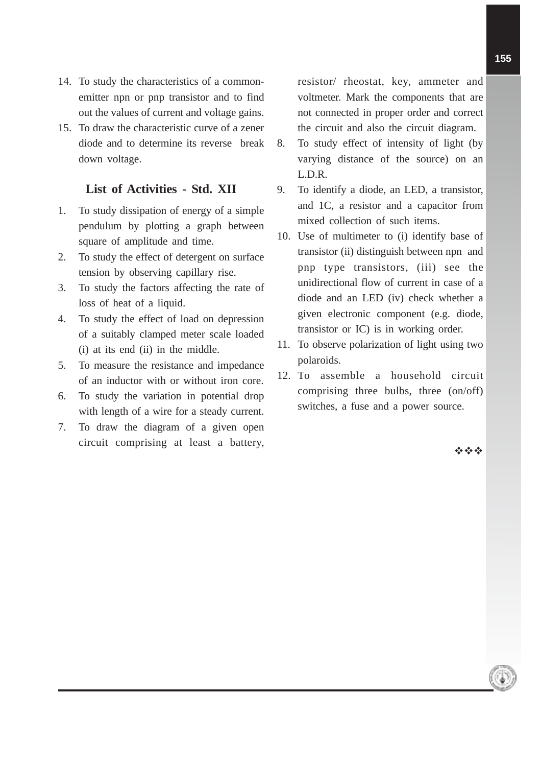14. To study the characteristics of a common-emitter npn or pnp transistor and to find out the values of current and voltage gains.
15. To draw the characteristic curve of a zener diode and to determine its reverse break down voltage.

### List of Activities - Std. XII

1. To study dissipation of energy of a simple pendulum by plotting a graph between square of amplitude and time.
2. To study the effect of detergent on surface tension by observing capillary rise.
3. To study the factors affecting the rate of loss of heat of a liquid.
4. To study the effect of load on depression of a suitably clamped meter scale loaded (i) at its end (ii) in the middle.
5. To measure the resistance and impedance of an inductor with or without iron core.
6. To study the variation in potential drop with length of a wire for a steady current.
7. To draw the diagram of a given open circuit comprising at least a battery, resistor/ rheostat, key, ammeter and voltmeter. Mark the components that are not connected in proper order and correct the circuit and also the circuit diagram.
8. To study effect of intensity of light (by varying distance of the source) on an L.D.R.
9. To identify a diode, an LED, a transistor, and 1C, a resistor and a capacitor from mixed collection of such items.
10. Use of multimeter to (i) identify base of transistor (ii) distinguish between npn and pnp type transistors, (iii) see the unidirectional flow of current in case of a diode and an LED (iv) check whether a given electronic component (e.g. diode, transistor or IC) is in working order.
11. To observe polarization of light using two polaroids.
12. To assemble a household circuit comprising three bulbs, three (on/off) switches, a fuse and a power source.

❖❖❖